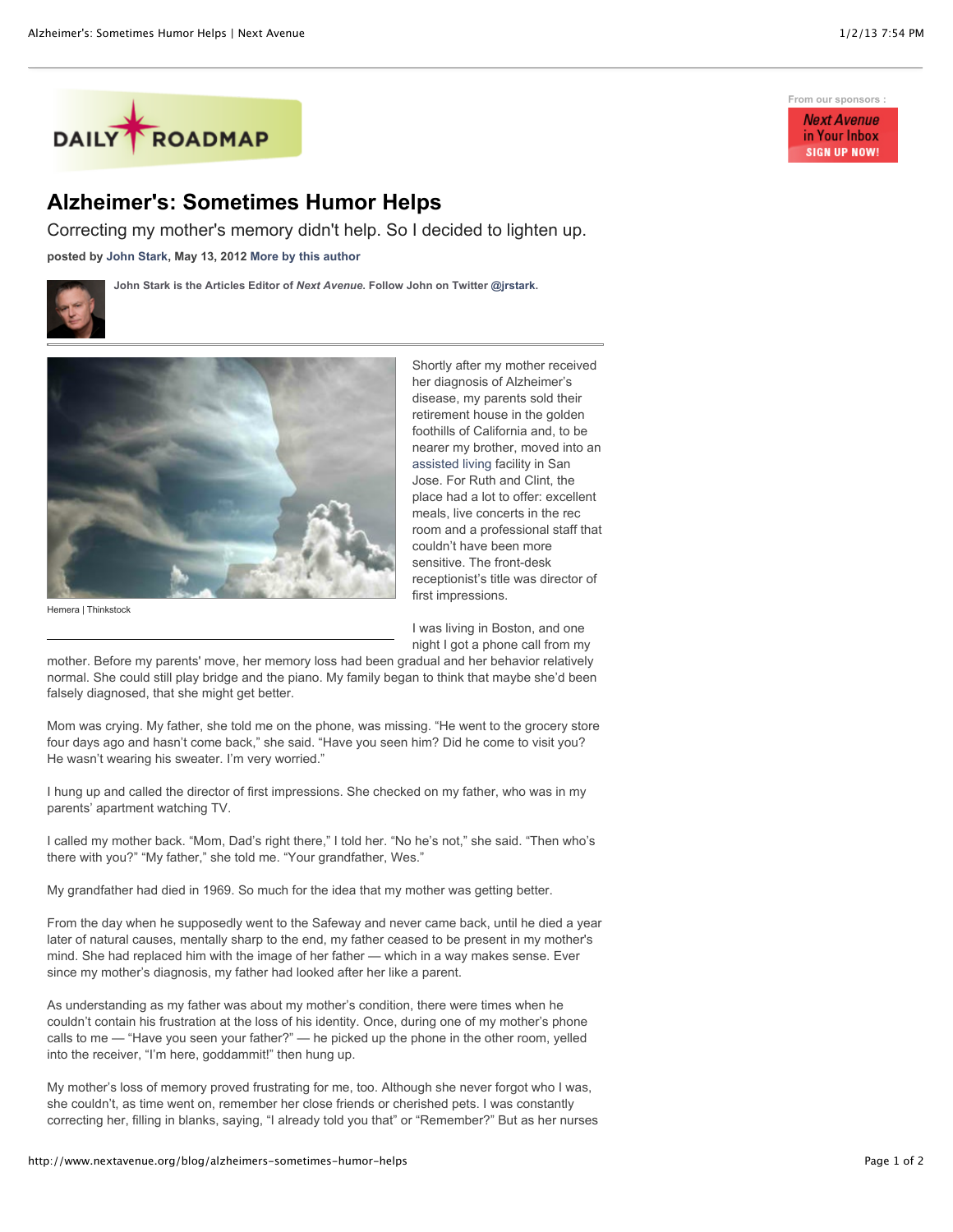DAILY ROADMAP

From our sponsors :

*Next Avenue* in Your Inbox SIGN UP NOW!

# Alzheimer's: Sometimes Humor Helps

Correcting my mother's memory didn't help. So I decided to lighten up.

**posted by John Stark, May 13, 2012 More by this author**

**John Stark is the Articles Editor of *Next Avenue*. Follow John on Twitter @jrstark.**

Hemera | Thinkstock

Shortly after my mother received her diagnosis of Alzheimer's disease, my parents sold their retirement house in the golden foothills of California and, to be nearer my brother, moved into an assisted living facility in San Jose. For Ruth and Clint, the place had a lot to offer: excellent meals, live concerts in the rec room and a professional staff that couldn't have been more sensitive. The front-desk receptionist's title was director of first impressions.

I was living in Boston, and one night I got a phone call from my mother. Before my parents' move, her memory loss had been gradual and her behavior relatively normal. She could still play bridge and the piano. My family began to think that maybe she'd been falsely diagnosed, that she might get better.

Mom was crying. My father, she told me on the phone, was missing. "He went to the grocery store four days ago and hasn't come back," she said. "Have you seen him? Did he come to visit you? He wasn't wearing his sweater. I'm very worried."

I hung up and called the director of first impressions. She checked on my father, who was in my parents' apartment watching TV.

I called my mother back. "Mom, Dad's right there," I told her. "No he's not," she said. "Then who's there with you?" "My father," she told me. "Your grandfather, Wes."

My grandfather had died in 1969. So much for the idea that my mother was getting better.

From the day when he supposedly went to the Safeway and never came back, until he died a year later of natural causes, mentally sharp to the end, my father ceased to be present in my mother's mind. She had replaced him with the image of her father — which in a way makes sense. Ever since my mother's diagnosis, my father had looked after her like a parent.

As understanding as my father was about my mother's condition, there were times when he couldn't contain his frustration at the loss of his identity. Once, during one of my mother's phone calls to me — "Have you seen your father?" — he picked up the phone in the other room, yelled into the receiver, "I'm here, goddammit!" then hung up.

My mother's loss of memory proved frustrating for me, too. Although she never forgot who I was, she couldn't, as time went on, remember her close friends or cherished pets. I was constantly correcting her, filling in blanks, saying, "I already told you that" or "Remember?" But as her nurses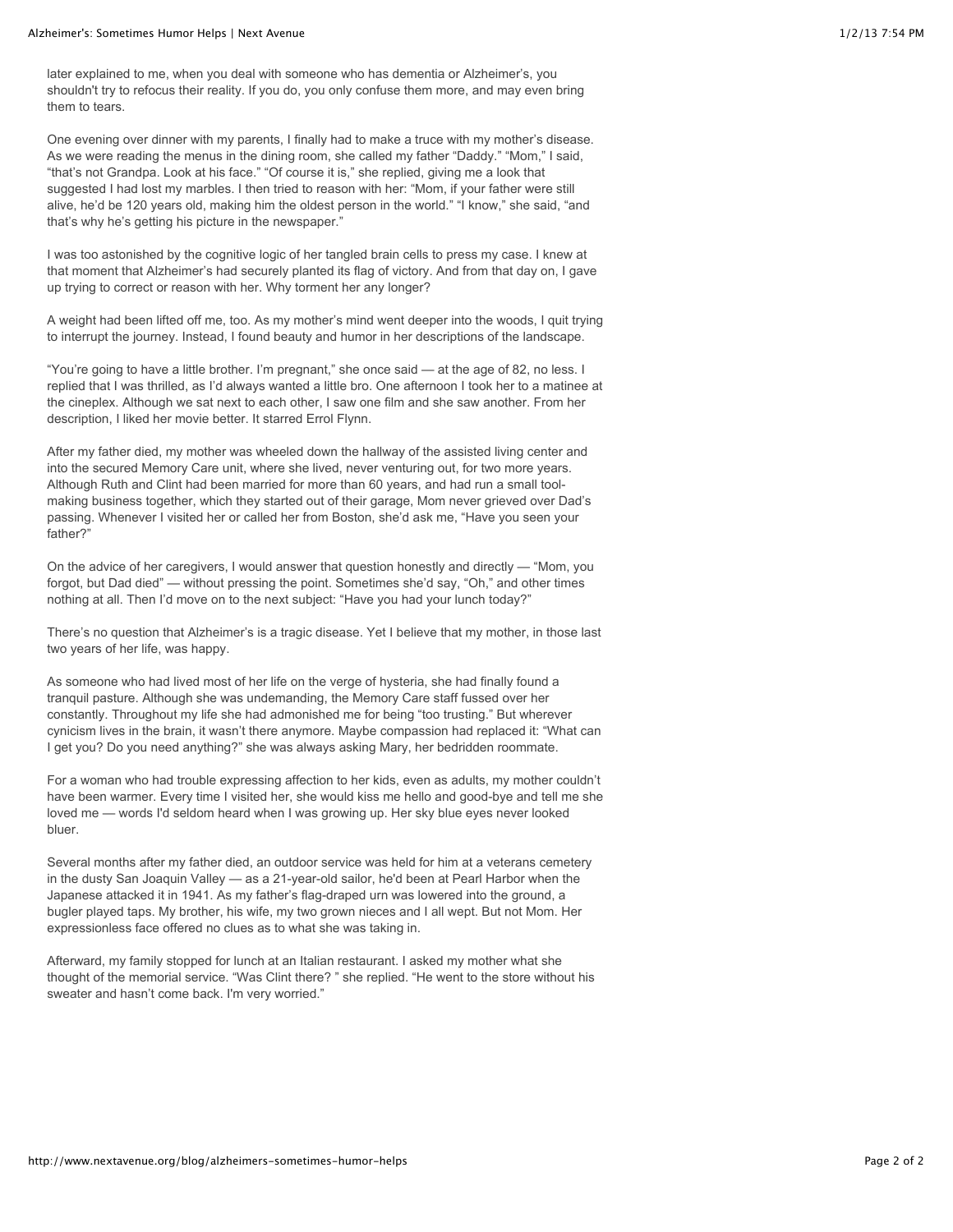later explained to me, when you deal with someone who has dementia or Alzheimer's, you shouldn't try to refocus their reality. If you do, you only confuse them more, and may even bring them to tears.

One evening over dinner with my parents, I finally had to make a truce with my mother's disease. As we were reading the menus in the dining room, she called my father "Daddy." "Mom," I said, "that's not Grandpa. Look at his face." "Of course it is," she replied, giving me a look that suggested I had lost my marbles. I then tried to reason with her: "Mom, if your father were still alive, he'd be 120 years old, making him the oldest person in the world." "I know," she said, "and that's why he's getting his picture in the newspaper."

I was too astonished by the cognitive logic of her tangled brain cells to press my case. I knew at that moment that Alzheimer's had securely planted its flag of victory. And from that day on, I gave up trying to correct or reason with her. Why torment her any longer?

A weight had been lifted off me, too. As my mother's mind went deeper into the woods, I quit trying to interrupt the journey. Instead, I found beauty and humor in her descriptions of the landscape.

"You're going to have a little brother. I'm pregnant," she once said — at the age of 82, no less. I replied that I was thrilled, as I'd always wanted a little bro. One afternoon I took her to a matinee at the cineplex. Although we sat next to each other, I saw one film and she saw another. From her description, I liked her movie better. It starred Errol Flynn.

After my father died, my mother was wheeled down the hallway of the assisted living center and into the secured Memory Care unit, where she lived, never venturing out, for two more years. Although Ruth and Clint had been married for more than 60 years, and had run a small tool-making business together, which they started out of their garage, Mom never grieved over Dad's passing. Whenever I visited her or called her from Boston, she'd ask me, "Have you seen your father?"

On the advice of her caregivers, I would answer that question honestly and directly — "Mom, you forgot, but Dad died" — without pressing the point. Sometimes she'd say, "Oh," and other times nothing at all. Then I'd move on to the next subject: "Have you had your lunch today?"

There's no question that Alzheimer's is a tragic disease. Yet I believe that my mother, in those last two years of her life, was happy.

As someone who had lived most of her life on the verge of hysteria, she had finally found a tranquil pasture. Although she was undemanding, the Memory Care staff fussed over her constantly. Throughout my life she had admonished me for being "too trusting." But wherever cynicism lives in the brain, it wasn't there anymore. Maybe compassion had replaced it: "What can I get you? Do you need anything?" she was always asking Mary, her bedridden roommate.

For a woman who had trouble expressing affection to her kids, even as adults, my mother couldn't have been warmer. Every time I visited her, she would kiss me hello and good-bye and tell me she loved me — words I'd seldom heard when I was growing up. Her sky blue eyes never looked bluer.

Several months after my father died, an outdoor service was held for him at a veterans cemetery in the dusty San Joaquin Valley — as a 21-year-old sailor, he'd been at Pearl Harbor when the Japanese attacked it in 1941. As my father's flag-draped urn was lowered into the ground, a bugler played taps. My brother, his wife, my two grown nieces and I all wept. But not Mom. Her expressionless face offered no clues as to what she was taking in.

Afterward, my family stopped for lunch at an Italian restaurant. I asked my mother what she thought of the memorial service. "Was Clint there? " she replied. "He went to the store without his sweater and hasn't come back. I'm very worried."